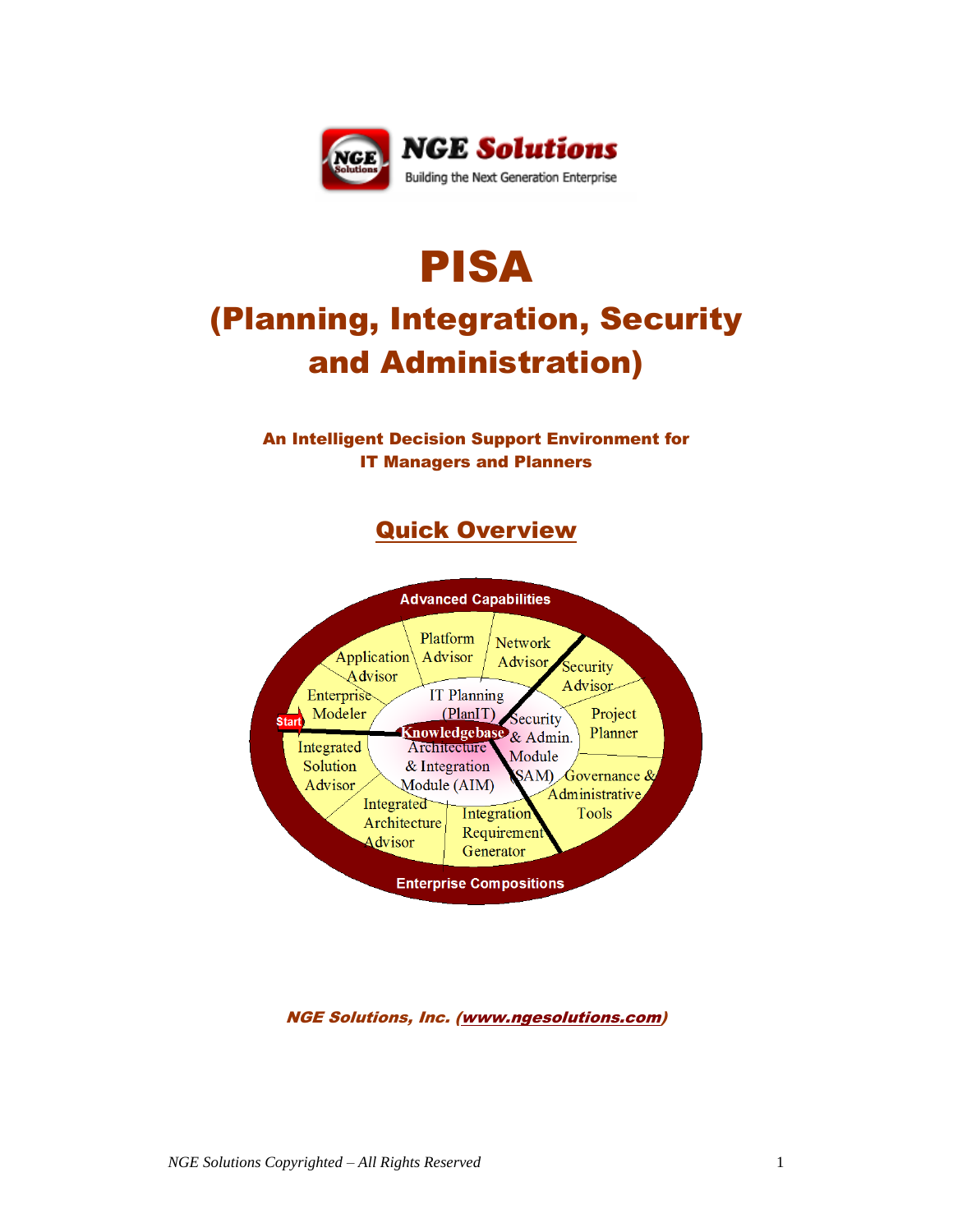NGE Solutions

Building the Next Generation Enterprise

# PISA

## (Planning, Integration, Security and Administration)

**An Intelligent Decision Support Environment for IT Managers and Planners**

## Quick Overview

Advanced Capabilities

Platform Advisor

Network Advisor

Application Advisor

Security Advisor

Enterprise Modeler

IT Planning (PlanIT)

Project Planner

Start

Knowledgebase

Security & Admin. Module (SAM)

Integrated Solution Advisor

Architecture & Integration Module (AIM)

Governance & Administrative Tools

Integrated Architecture Advisor

Integration Requirement Generator

Enterprise Compositions

***NGE Solutions, Inc. (www.ngesolutions.com)***

*NGE Solutions Copyrighted – All Rights Reserved*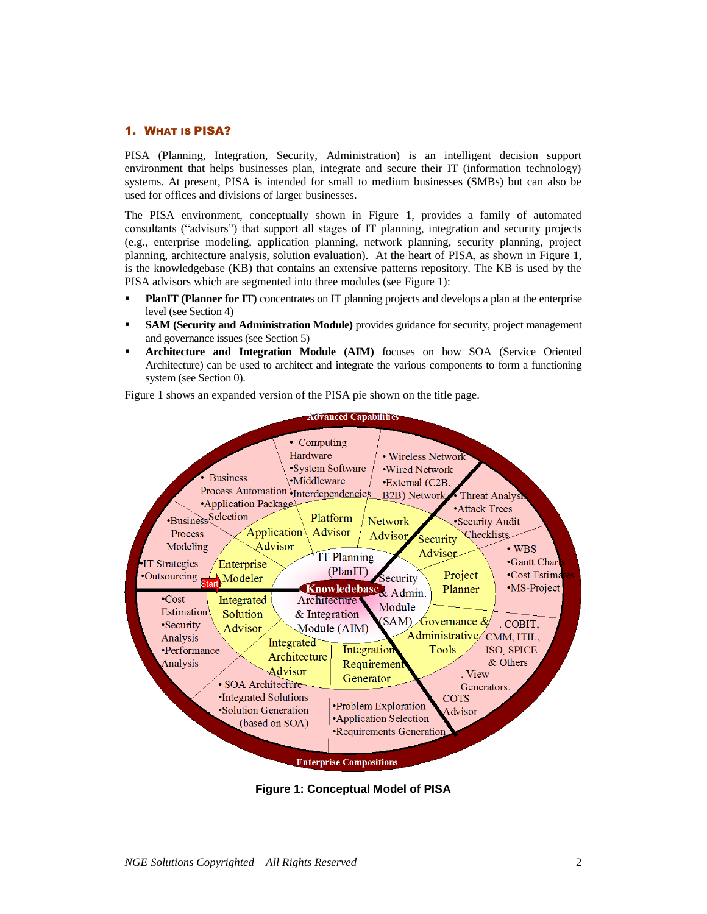## 1. What is PISA?

PISA (Planning, Integration, Security, Administration) is an intelligent decision support environment that helps businesses plan, integrate and secure their IT (information technology) systems. At present, PISA is intended for small to medium businesses (SMBs) but can also be used for offices and divisions of larger businesses.

The PISA environment, conceptually shown in Figure 1, provides a family of automated consultants ("advisors") that support all stages of IT planning, integration and security projects (e.g., enterprise modeling, application planning, network planning, security planning, project planning, architecture analysis, solution evaluation). At the heart of PISA, as shown in Figure 1, is the knowledgebase (KB) that contains an extensive patterns repository. The KB is used by the PISA advisors which are segmented into three modules (see Figure 1):

- **PlanIT (Planner for IT)** concentrates on IT planning projects and develops a plan at the enterprise level (see Section 4)
- **SAM (Security and Administration Module)** provides guidance for security, project management and governance issues (see Section 5)
- **Architecture and Integration Module (AIM)** focuses on how SOA (Service Oriented Architecture) can be used to architect and integrate the various components to form a functioning system (see Section 0).

Figure 1 shows an expanded version of the PISA pie shown on the title page.

**Figure 1: Conceptual Model of PISA**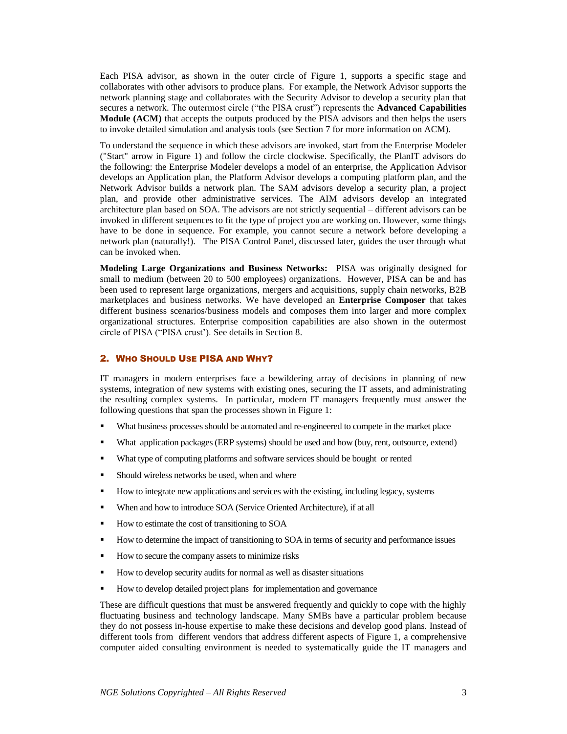Each PISA advisor, as shown in the outer circle of Figure 1, supports a specific stage and collaborates with other advisors to produce plans. For example, the Network Advisor supports the network planning stage and collaborates with the Security Advisor to develop a security plan that secures a network. The outermost circle ("the PISA crust") represents the **Advanced Capabilities Module (ACM)** that accepts the outputs produced by the PISA advisors and then helps the users to invoke detailed simulation and analysis tools (see Section 7 for more information on ACM).

To understand the sequence in which these advisors are invoked, start from the Enterprise Modeler ("Start" arrow in Figure 1) and follow the circle clockwise. Specifically, the PlanIT advisors do the following: the Enterprise Modeler develops a model of an enterprise, the Application Advisor develops an Application plan, the Platform Advisor develops a computing platform plan, and the Network Advisor builds a network plan. The SAM advisors develop a security plan, a project plan, and provide other administrative services. The AIM advisors develop an integrated architecture plan based on SOA. The advisors are not strictly sequential – different advisors can be invoked in different sequences to fit the type of project you are working on. However, some things have to be done in sequence. For example, you cannot secure a network before developing a network plan (naturally!). The PISA Control Panel, discussed later, guides the user through what can be invoked when.

**Modeling Large Organizations and Business Networks:** PISA was originally designed for small to medium (between 20 to 500 employees) organizations. However, PISA can be and has been used to represent large organizations, mergers and acquisitions, supply chain networks, B2B marketplaces and business networks. We have developed an **Enterprise Composer** that takes different business scenarios/business models and composes them into larger and more complex organizational structures. Enterprise composition capabilities are also shown in the outermost circle of PISA ("PISA crust'). See details in Section 8.

## 2. Who Should Use PISA and Why?

IT managers in modern enterprises face a bewildering array of decisions in planning of new systems, integration of new systems with existing ones, securing the IT assets, and administrating the resulting complex systems. In particular, modern IT managers frequently must answer the following questions that span the processes shown in Figure 1:

- What business processes should be automated and re-engineered to compete in the market place
- What application packages (ERP systems) should be used and how (buy, rent, outsource, extend)
- What type of computing platforms and software services should be bought or rented
- Should wireless networks be used, when and where
- How to integrate new applications and services with the existing, including legacy, systems
- When and how to introduce SOA (Service Oriented Architecture), if at all
- How to estimate the cost of transitioning to SOA
- How to determine the impact of transitioning to SOA in terms of security and performance issues
- How to secure the company assets to minimize risks
- How to develop security audits for normal as well as disaster situations
- How to develop detailed project plans for implementation and governance

These are difficult questions that must be answered frequently and quickly to cope with the highly fluctuating business and technology landscape. Many SMBs have a particular problem because they do not possess in-house expertise to make these decisions and develop good plans. Instead of different tools from different vendors that address different aspects of Figure 1, a comprehensive computer aided consulting environment is needed to systematically guide the IT managers and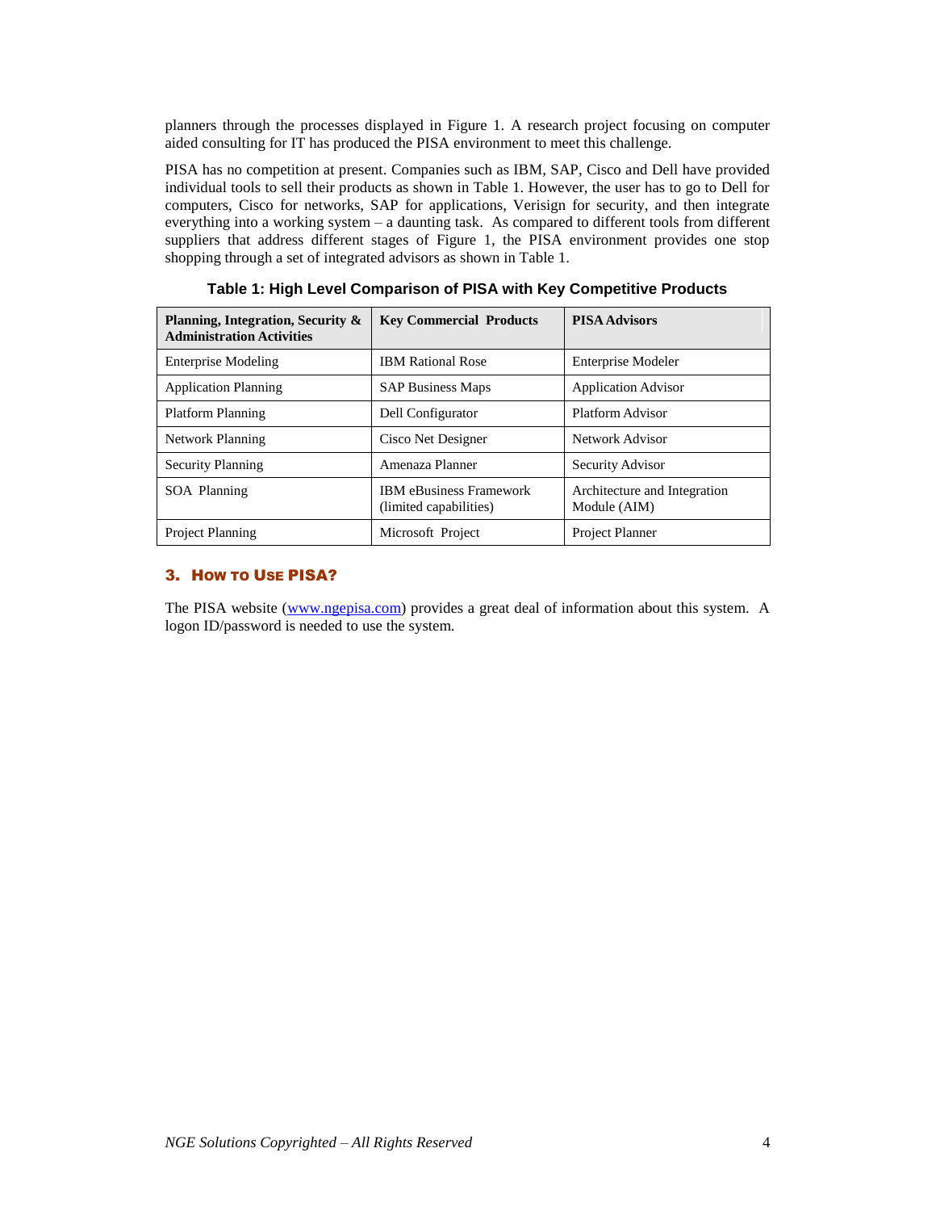planners through the processes displayed in Figure 1. A research project focusing on computer aided consulting for IT has produced the PISA environment to meet this challenge.

PISA has no competition at present. Companies such as IBM, SAP, Cisco and Dell have provided individual tools to sell their products as shown in Table 1. However, the user has to go to Dell for computers, Cisco for networks, SAP for applications, Verisign for security, and then integrate everything into a working system – a daunting task. As compared to different tools from different suppliers that address different stages of Figure 1, the PISA environment provides one stop shopping through a set of integrated advisors as shown in Table 1.

**Table 1: High Level Comparison of PISA with Key Competitive Products**

| Planning, Integration, Security & Administration Activities | Key Commercial Products | PISA Advisors |
|---|---|---|
| Enterprise Modeling | IBM Rational Rose | Enterprise Modeler |
| Application Planning | SAP Business Maps | Application Advisor |
| Platform Planning | Dell Configurator | Platform Advisor |
| Network Planning | Cisco Net Designer | Network Advisor |
| Security Planning | Amenaza Planner | Security Advisor |
| SOA Planning | IBM eBusiness Framework (limited capabilities) | Architecture and Integration Module (AIM) |
| Project Planning | Microsoft Project | Project Planner |

## 3. How to Use PISA?

The PISA website ([www.ngepisa.com](http://www.ngepisa.com)) provides a great deal of information about this system. A logon ID/password is needed to use the system.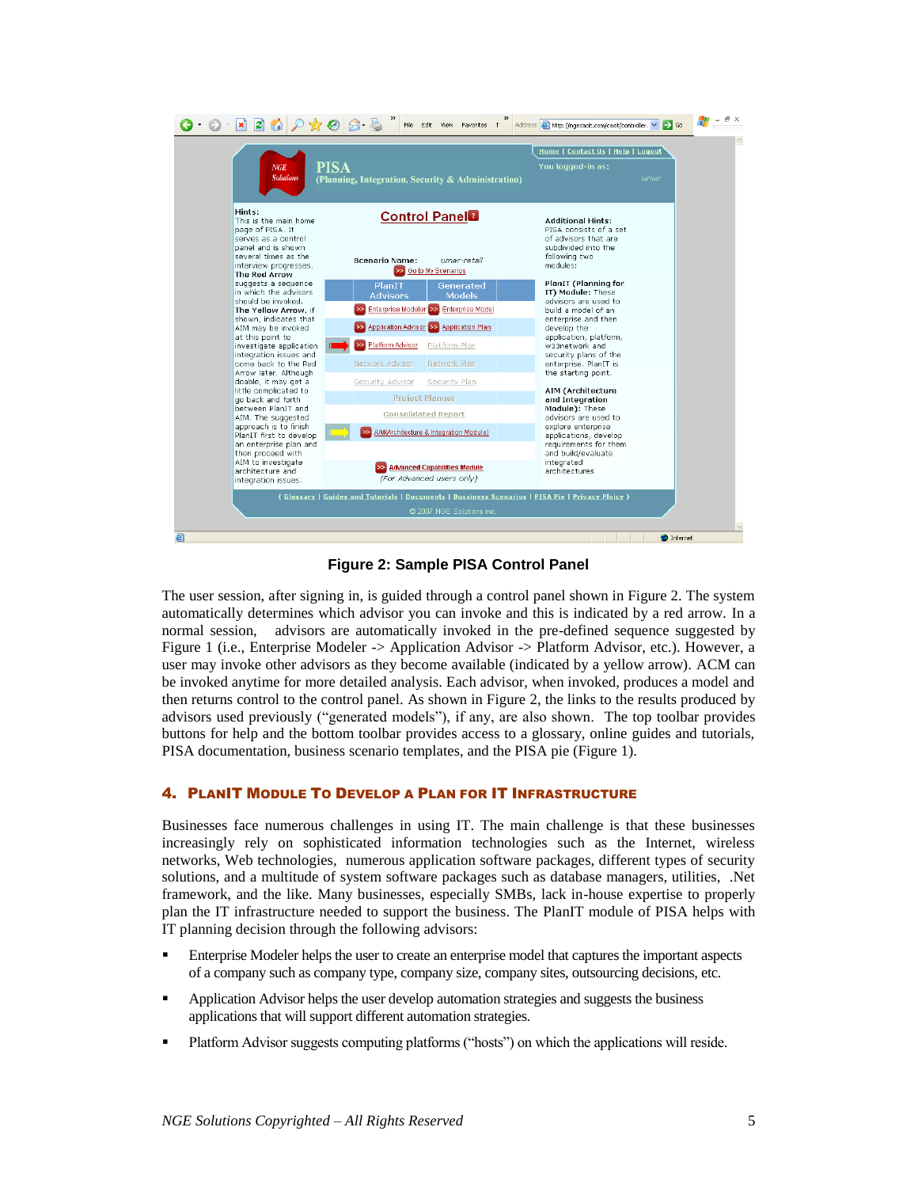**Figure 2: Sample PISA Control Panel**

The user session, after signing in, is guided through a control panel shown in Figure 2. The system automatically determines which advisor you can invoke and this is indicated by a red arrow. In a normal session, advisors are automatically invoked in the pre-defined sequence suggested by Figure 1 (i.e., Enterprise Modeler -> Application Advisor -> Platform Advisor, etc.). However, a user may invoke other advisors as they become available (indicated by a yellow arrow). ACM can be invoked anytime for more detailed analysis. Each advisor, when invoked, produces a model and then returns control to the control panel. As shown in Figure 2, the links to the results produced by advisors used previously ("generated models"), if any, are also shown. The top toolbar provides buttons for help and the bottom toolbar provides access to a glossary, online guides and tutorials, PISA documentation, business scenario templates, and the PISA pie (Figure 1).

## 4. PlanIT Module To Develop a Plan for IT Infrastructure

Businesses face numerous challenges in using IT. The main challenge is that these businesses increasingly rely on sophisticated information technologies such as the Internet, wireless networks, Web technologies, numerous application software packages, different types of security solutions, and a multitude of system software packages such as database managers, utilities, .Net framework, and the like. Many businesses, especially SMBs, lack in-house expertise to properly plan the IT infrastructure needed to support the business. The PlanIT module of PISA helps with IT planning decision through the following advisors:

- Enterprise Modeler helps the user to create an enterprise model that captures the important aspects of a company such as company type, company size, company sites, outsourcing decisions, etc.
- Application Advisor helps the user develop automation strategies and suggests the business applications that will support different automation strategies.
- Platform Advisor suggests computing platforms ("hosts") on which the applications will reside.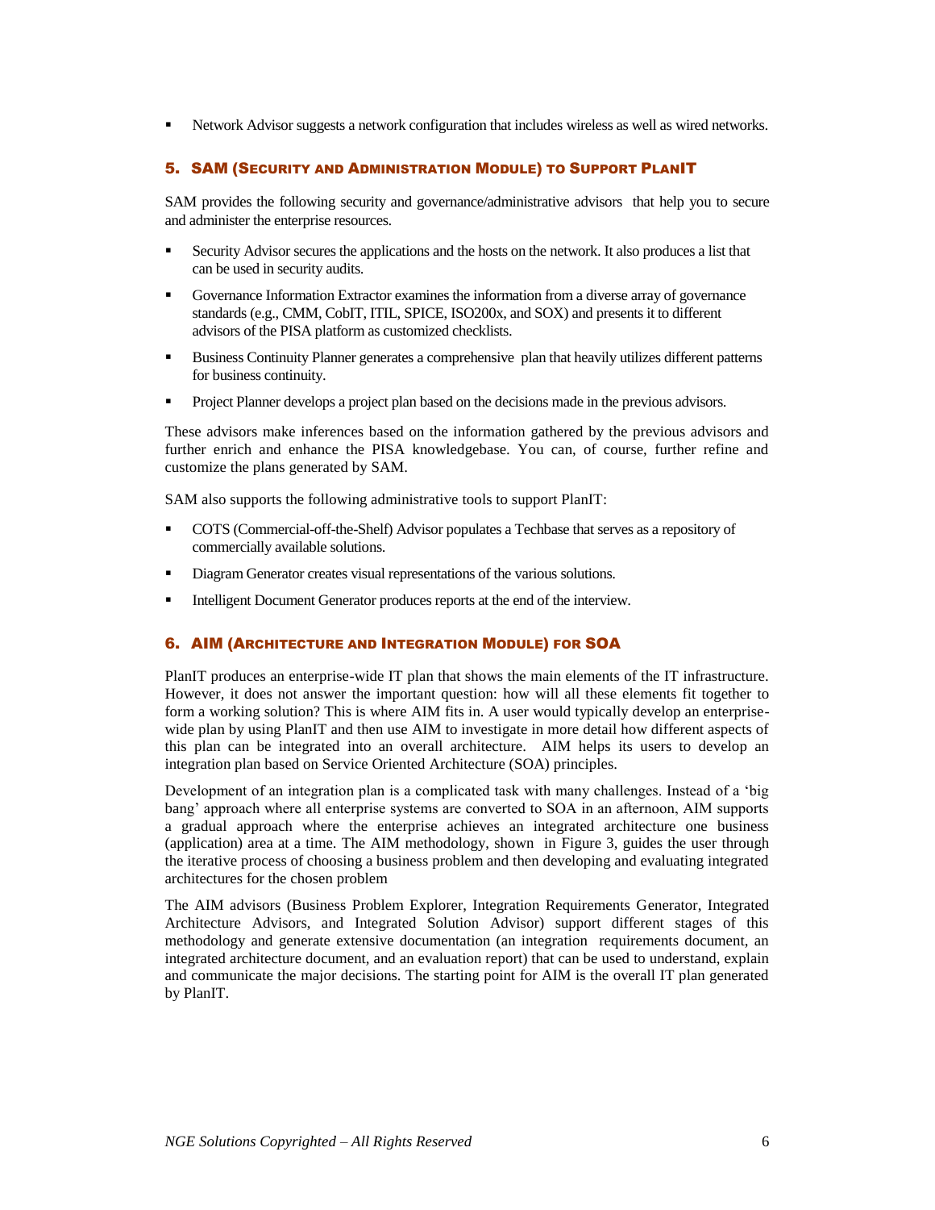- Network Advisor suggests a network configuration that includes wireless as well as wired networks.

## 5. SAM (Security and Administration Module) to Support PlanIT

SAM provides the following security and governance/administrative advisors that help you to secure and administer the enterprise resources.

- Security Advisor secures the applications and the hosts on the network. It also produces a list that can be used in security audits.
- Governance Information Extractor examines the information from a diverse array of governance standards (e.g., CMM, CobIT, ITIL, SPICE, ISO200x, and SOX) and presents it to different advisors of the PISA platform as customized checklists.
- Business Continuity Planner generates a comprehensive plan that heavily utilizes different patterns for business continuity.
- Project Planner develops a project plan based on the decisions made in the previous advisors.

These advisors make inferences based on the information gathered by the previous advisors and further enrich and enhance the PISA knowledgebase. You can, of course, further refine and customize the plans generated by SAM.

SAM also supports the following administrative tools to support PlanIT:

- COTS (Commercial-off-the-Shelf) Advisor populates a Techbase that serves as a repository of commercially available solutions.
- Diagram Generator creates visual representations of the various solutions.
- Intelligent Document Generator produces reports at the end of the interview.

## 6. AIM (Architecture and Integration Module) for SOA

PlanIT produces an enterprise-wide IT plan that shows the main elements of the IT infrastructure. However, it does not answer the important question: how will all these elements fit together to form a working solution? This is where AIM fits in. A user would typically develop an enterprise-wide plan by using PlanIT and then use AIM to investigate in more detail how different aspects of this plan can be integrated into an overall architecture. AIM helps its users to develop an integration plan based on Service Oriented Architecture (SOA) principles.

Development of an integration plan is a complicated task with many challenges. Instead of a 'big bang' approach where all enterprise systems are converted to SOA in an afternoon, AIM supports a gradual approach where the enterprise achieves an integrated architecture one business (application) area at a time. The AIM methodology, shown in Figure 3, guides the user through the iterative process of choosing a business problem and then developing and evaluating integrated architectures for the chosen problem

The AIM advisors (Business Problem Explorer, Integration Requirements Generator, Integrated Architecture Advisors, and Integrated Solution Advisor) support different stages of this methodology and generate extensive documentation (an integration requirements document, an integrated architecture document, and an evaluation report) that can be used to understand, explain and communicate the major decisions. The starting point for AIM is the overall IT plan generated by PlanIT.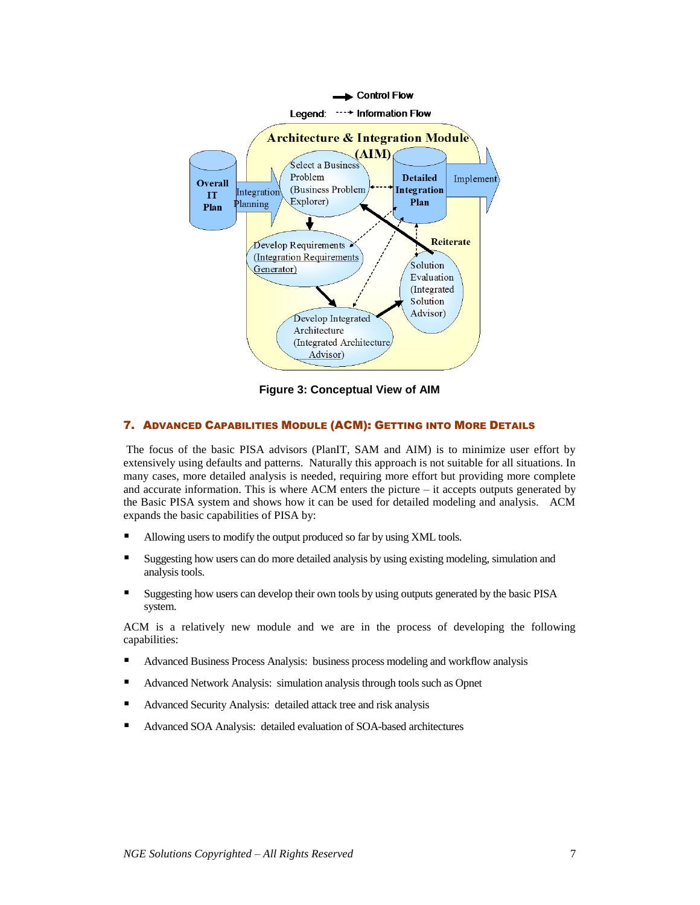Figure 3: Conceptual View of AIM

## 7. ADVANCED CAPABILITIES MODULE (ACM): GETTING INTO MORE DETAILS

The focus of the basic PISA advisors (PlanIT, SAM and AIM) is to minimize user effort by extensively using defaults and patterns. Naturally this approach is not suitable for all situations. In many cases, more detailed analysis is needed, requiring more effort but providing more complete and accurate information. This is where ACM enters the picture – it accepts outputs generated by the Basic PISA system and shows how it can be used for detailed modeling and analysis. ACM expands the basic capabilities of PISA by:

- Allowing users to modify the output produced so far by using XML tools.
- Suggesting how users can do more detailed analysis by using existing modeling, simulation and analysis tools.
- Suggesting how users can develop their own tools by using outputs generated by the basic PISA system.

ACM is a relatively new module and we are in the process of developing the following capabilities:

- Advanced Business Process Analysis: business process modeling and workflow analysis
- Advanced Network Analysis: simulation analysis through tools such as Opnet
- Advanced Security Analysis: detailed attack tree and risk analysis
- Advanced SOA Analysis: detailed evaluation of SOA-based architectures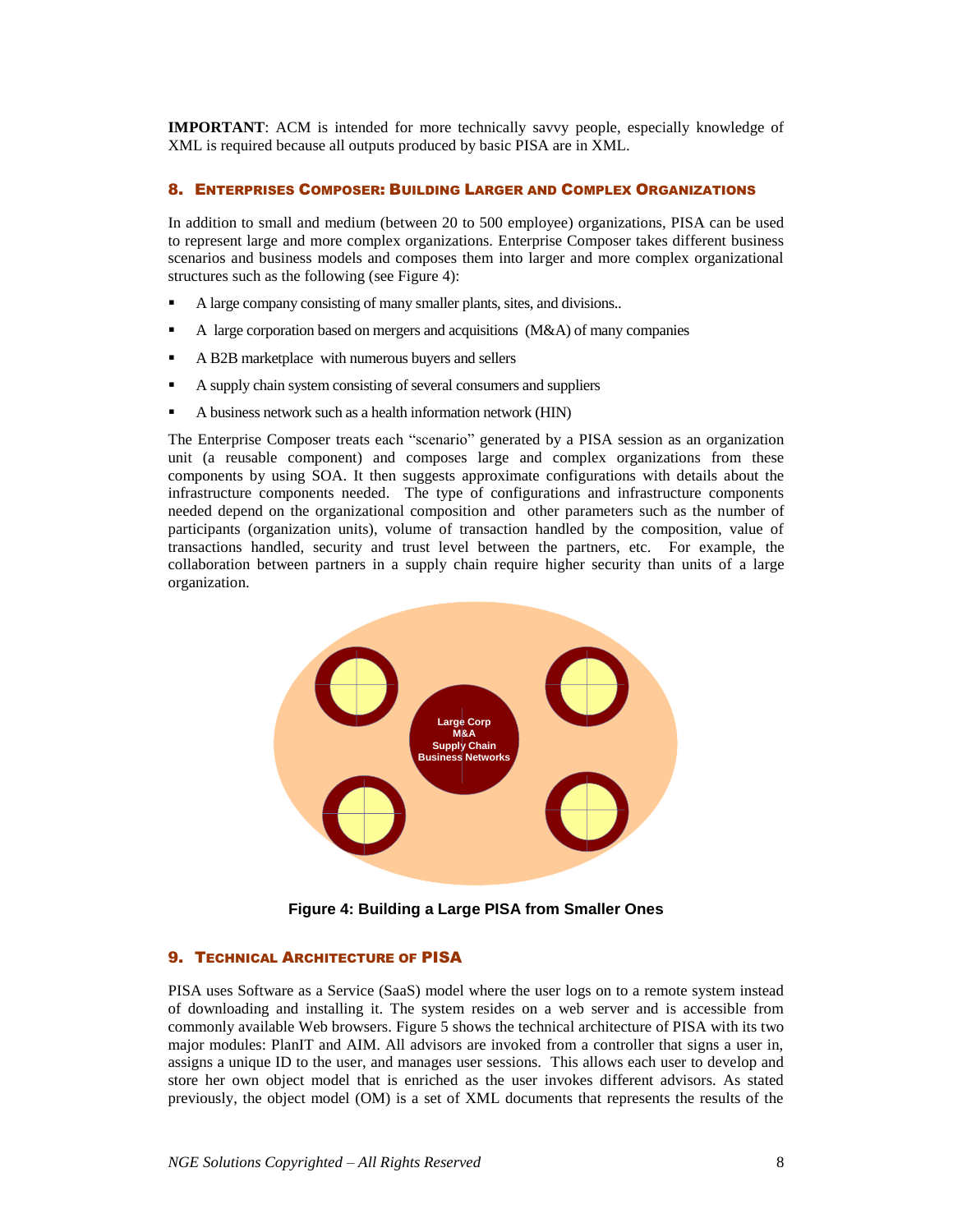**IMPORTANT**: ACM is intended for more technically savvy people, especially knowledge of XML is required because all outputs produced by basic PISA are in XML.

## 8. Enterprises Composer: Building Larger and Complex Organizations

In addition to small and medium (between 20 to 500 employee) organizations, PISA can be used to represent large and more complex organizations. Enterprise Composer takes different business scenarios and business models and composes them into larger and more complex organizational structures such as the following (see Figure 4):

- A large company consisting of many smaller plants, sites, and divisions..
- A large corporation based on mergers and acquisitions (M&A) of many companies
- A B2B marketplace with numerous buyers and sellers
- A supply chain system consisting of several consumers and suppliers
- A business network such as a health information network (HIN)

The Enterprise Composer treats each "scenario" generated by a PISA session as an organization unit (a reusable component) and composes large and complex organizations from these components by using SOA. It then suggests approximate configurations with details about the infrastructure components needed. The type of configurations and infrastructure components needed depend on the organizational composition and other parameters such as the number of participants (organization units), volume of transaction handled by the composition, value of transactions handled, security and trust level between the partners, etc. For example, the collaboration between partners in a supply chain require higher security than units of a large organization.

Large Corp
M&A
Supply Chain
Business Networks

**Figure 4: Building a Large PISA from Smaller Ones**

## 9. Technical Architecture of PISA

PISA uses Software as a Service (SaaS) model where the user logs on to a remote system instead of downloading and installing it. The system resides on a web server and is accessible from commonly available Web browsers. Figure 5 shows the technical architecture of PISA with its two major modules: PlanIT and AIM. All advisors are invoked from a controller that signs a user in, assigns a unique ID to the user, and manages user sessions. This allows each user to develop and store her own object model that is enriched as the user invokes different advisors. As stated previously, the object model (OM) is a set of XML documents that represents the results of the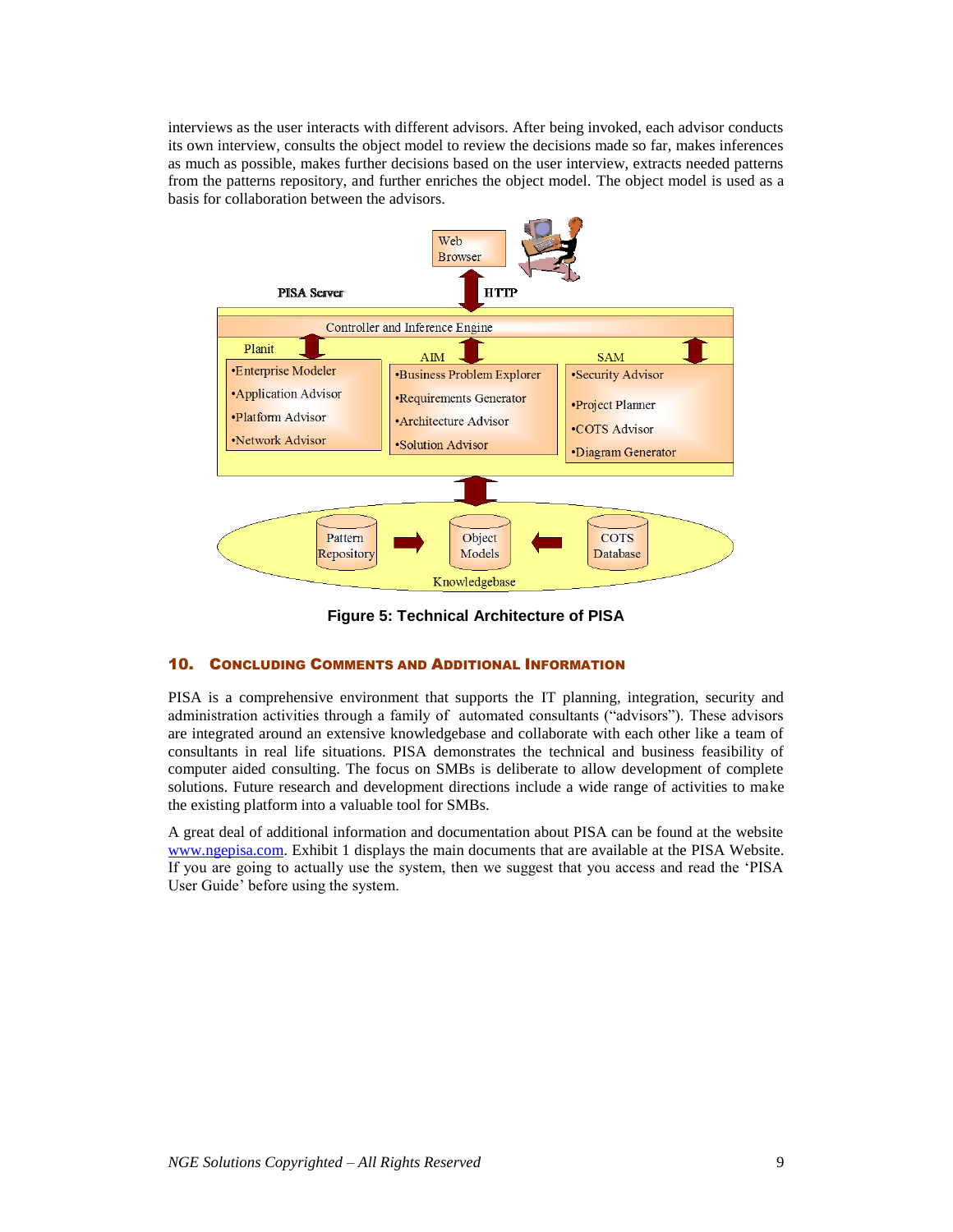interviews as the user interacts with different advisors. After being invoked, each advisor conducts its own interview, consults the object model to review the decisions made so far, makes inferences as much as possible, makes further decisions based on the user interview, extracts needed patterns from the patterns repository, and further enriches the object model. The object model is used as a basis for collaboration between the advisors.

**Figure 5: Technical Architecture of PISA**

## 10. Concluding Comments and Additional Information

PISA is a comprehensive environment that supports the IT planning, integration, security and administration activities through a family of automated consultants ("advisors"). These advisors are integrated around an extensive knowledgebase and collaborate with each other like a team of consultants in real life situations. PISA demonstrates the technical and business feasibility of computer aided consulting. The focus on SMBs is deliberate to allow development of complete solutions. Future research and development directions include a wide range of activities to make the existing platform into a valuable tool for SMBs.

A great deal of additional information and documentation about PISA can be found at the website www.ngepisa.com. Exhibit 1 displays the main documents that are available at the PISA Website. If you are going to actually use the system, then we suggest that you access and read the 'PISA User Guide' before using the system.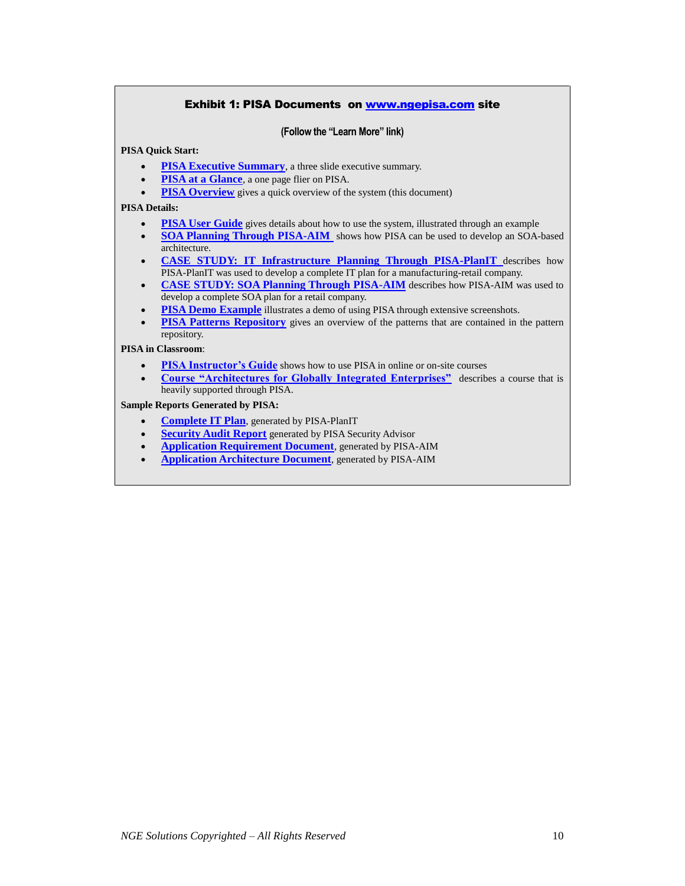### Exhibit 1: PISA Documents on www.ngepisa.com site

**(Follow the "Learn More" link)**

**PISA Quick Start:**

- **PISA Executive Summary**, a three slide executive summary.
- **PISA at a Glance**, a one page flier on PISA.
- **PISA Overview** gives a quick overview of the system (this document)

**PISA Details:**

- **PISA User Guide** gives details about how to use the system, illustrated through an example
- **SOA Planning Through PISA-AIM** shows how PISA can be used to develop an SOA-based architecture.
- **CASE STUDY: IT Infrastructure Planning Through PISA-PlanIT** describes how PISA-PlanIT was used to develop a complete IT plan for a manufacturing-retail company.
- **CASE STUDY: SOA Planning Through PISA-AIM** describes how PISA-AIM was used to develop a complete SOA plan for a retail company.
- **PISA Demo Example** illustrates a demo of using PISA through extensive screenshots.
- **PISA Patterns Repository** gives an overview of the patterns that are contained in the pattern repository.

**PISA in Classroom**:

- **PISA Instructor's Guide** shows how to use PISA in online or on-site courses
- **Course "Architectures for Globally Integrated Enterprises"** describes a course that is heavily supported through PISA.

**Sample Reports Generated by PISA:**

- **Complete IT Plan**, generated by PISA-PlanIT
- **Security Audit Report** generated by PISA Security Advisor
- **Application Requirement Document**, generated by PISA-AIM
- **Application Architecture Document**, generated by PISA-AIM